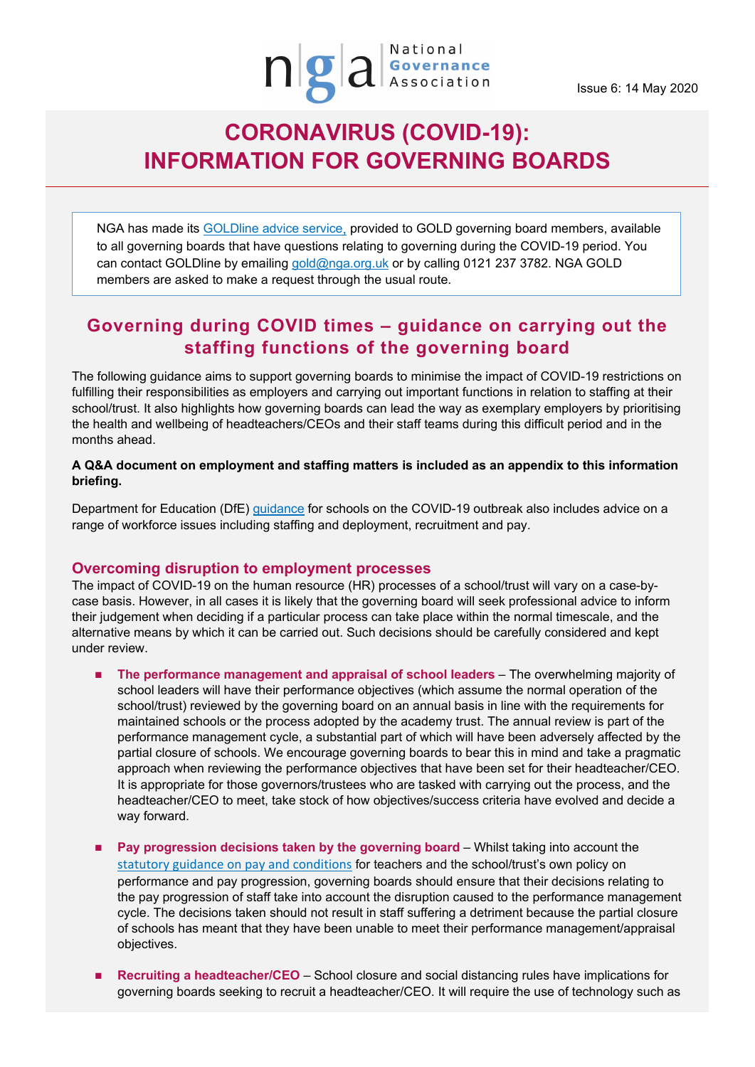Issue 6: 14 May 2020

# CORONAVIRUS (COVID-19): INFORMATION FOR GOVERNING BOARDS

NGA has made its GOLDline advice service, provided to GOLD governing board members, available to all governing boards that have questions relating to governing during the COVID-19 period. You can contact GOLDline by emailing gold@nga.org.uk or by calling 0121 237 3782. NGA GOLD members are asked to make a request through the usual route.

## Governing during COVID times – guidance on carrying out the staffing functions of the governing board

The following guidance aims to support governing boards to minimise the impact of COVID-19 restrictions on fulfilling their responsibilities as employers and carrying out important functions in relation to staffing at their school/trust. It also highlights how governing boards can lead the way as exemplary employers by prioritising the health and wellbeing of headteachers/CEOs and their staff teams during this difficult period and in the months ahead.

**A Q&A document on employment and staffing matters is included as an appendix to this information briefing.**

Department for Education (DfE) guidance for schools on the COVID-19 outbreak also includes advice on a range of workforce issues including staffing and deployment, recruitment and pay.

### Overcoming disruption to employment processes

The impact of COVID-19 on the human resource (HR) processes of a school/trust will vary on a case-by-case basis. However, in all cases it is likely that the governing board will seek professional advice to inform their judgement when deciding if a particular process can take place within the normal timescale, and the alternative means by which it can be carried out. Such decisions should be carefully considered and kept under review.

- **The performance management and appraisal of school leaders** – The overwhelming majority of school leaders will have their performance objectives (which assume the normal operation of the school/trust) reviewed by the governing board on an annual basis in line with the requirements for maintained schools or the process adopted by the academy trust. The annual review is part of the performance management cycle, a substantial part of which will have been adversely affected by the partial closure of schools. We encourage governing boards to bear this in mind and take a pragmatic approach when reviewing the performance objectives that have been set for their headteacher/CEO. It is appropriate for those governors/trustees who are tasked with carrying out the process, and the headteacher/CEO to meet, take stock of how objectives/success criteria have evolved and decide a way forward.

- **Pay progression decisions taken by the governing board** – Whilst taking into account the statutory guidance on pay and conditions for teachers and the school/trust's own policy on performance and pay progression, governing boards should ensure that their decisions relating to the pay progression of staff take into account the disruption caused to the performance management cycle. The decisions taken should not result in staff suffering a detriment because the partial closure of schools has meant that they have been unable to meet their performance management/appraisal objectives.

- **Recruiting a headteacher/CEO** – School closure and social distancing rules have implications for governing boards seeking to recruit a headteacher/CEO. It will require the use of technology such as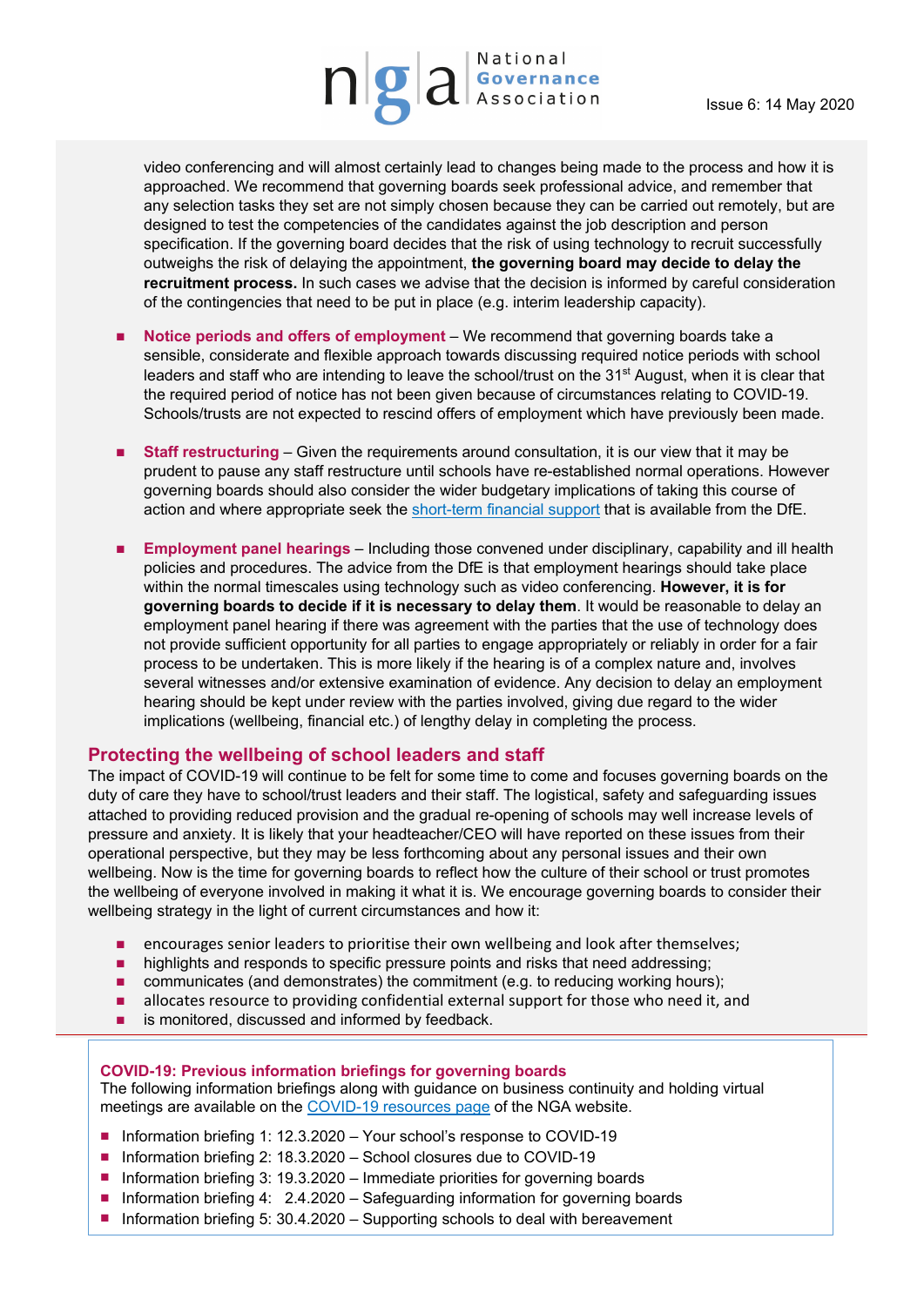video conferencing and will almost certainly lead to changes being made to the process and how it is approached. We recommend that governing boards seek professional advice, and remember that any selection tasks they set are not simply chosen because they can be carried out remotely, but are designed to test the competencies of the candidates against the job description and person specification. If the governing board decides that the risk of using technology to recruit successfully outweighs the risk of delaying the appointment, **the governing board may decide to delay the recruitment process.** In such cases we advise that the decision is informed by careful consideration of the contingencies that need to be put in place (e.g. interim leadership capacity).

- **Notice periods and offers of employment** – We recommend that governing boards take a sensible, considerate and flexible approach towards discussing required notice periods with school leaders and staff who are intending to leave the school/trust on the 31st August, when it is clear that the required period of notice has not been given because of circumstances relating to COVID-19. Schools/trusts are not expected to rescind offers of employment which have previously been made.

- **Staff restructuring** – Given the requirements around consultation, it is our view that it may be prudent to pause any staff restructure until schools have re-established normal operations. However governing boards should also consider the wider budgetary implications of taking this course of action and where appropriate seek the short-term financial support that is available from the DfE.

- **Employment panel hearings** – Including those convened under disciplinary, capability and ill health policies and procedures. The advice from the DfE is that employment hearings should take place within the normal timescales using technology such as video conferencing. **However, it is for governing boards to decide if it is necessary to delay them**. It would be reasonable to delay an employment panel hearing if there was agreement with the parties that the use of technology does not provide sufficient opportunity for all parties to engage appropriately or reliably in order for a fair process to be undertaken. This is more likely if the hearing is of a complex nature and, involves several witnesses and/or extensive examination of evidence. Any decision to delay an employment hearing should be kept under review with the parties involved, giving due regard to the wider implications (wellbeing, financial etc.) of lengthy delay in completing the process.

## Protecting the wellbeing of school leaders and staff

The impact of COVID-19 will continue to be felt for some time to come and focuses governing boards on the duty of care they have to school/trust leaders and their staff. The logistical, safety and safeguarding issues attached to providing reduced provision and the gradual re-opening of schools may well increase levels of pressure and anxiety. It is likely that your headteacher/CEO will have reported on these issues from their operational perspective, but they may be less forthcoming about any personal issues and their own wellbeing. Now is the time for governing boards to reflect how the culture of their school or trust promotes the wellbeing of everyone involved in making it what it is. We encourage governing boards to consider their wellbeing strategy in the light of current circumstances and how it:

- encourages senior leaders to prioritise their own wellbeing and look after themselves;
- highlights and responds to specific pressure points and risks that need addressing;
- communicates (and demonstrates) the commitment (e.g. to reducing working hours);
- allocates resource to providing confidential external support for those who need it, and
- is monitored, discussed and informed by feedback.

### COVID-19: Previous information briefings for governing boards

The following information briefings along with guidance on business continuity and holding virtual meetings are available on the COVID-19 resources page of the NGA website.

- Information briefing 1: 12.3.2020 – Your school's response to COVID-19
- Information briefing 2: 18.3.2020 – School closures due to COVID-19
- Information briefing 3: 19.3.2020 – Immediate priorities for governing boards
- Information briefing 4: 2.4.2020 – Safeguarding information for governing boards
- Information briefing 5: 30.4.2020 – Supporting schools to deal with bereavement